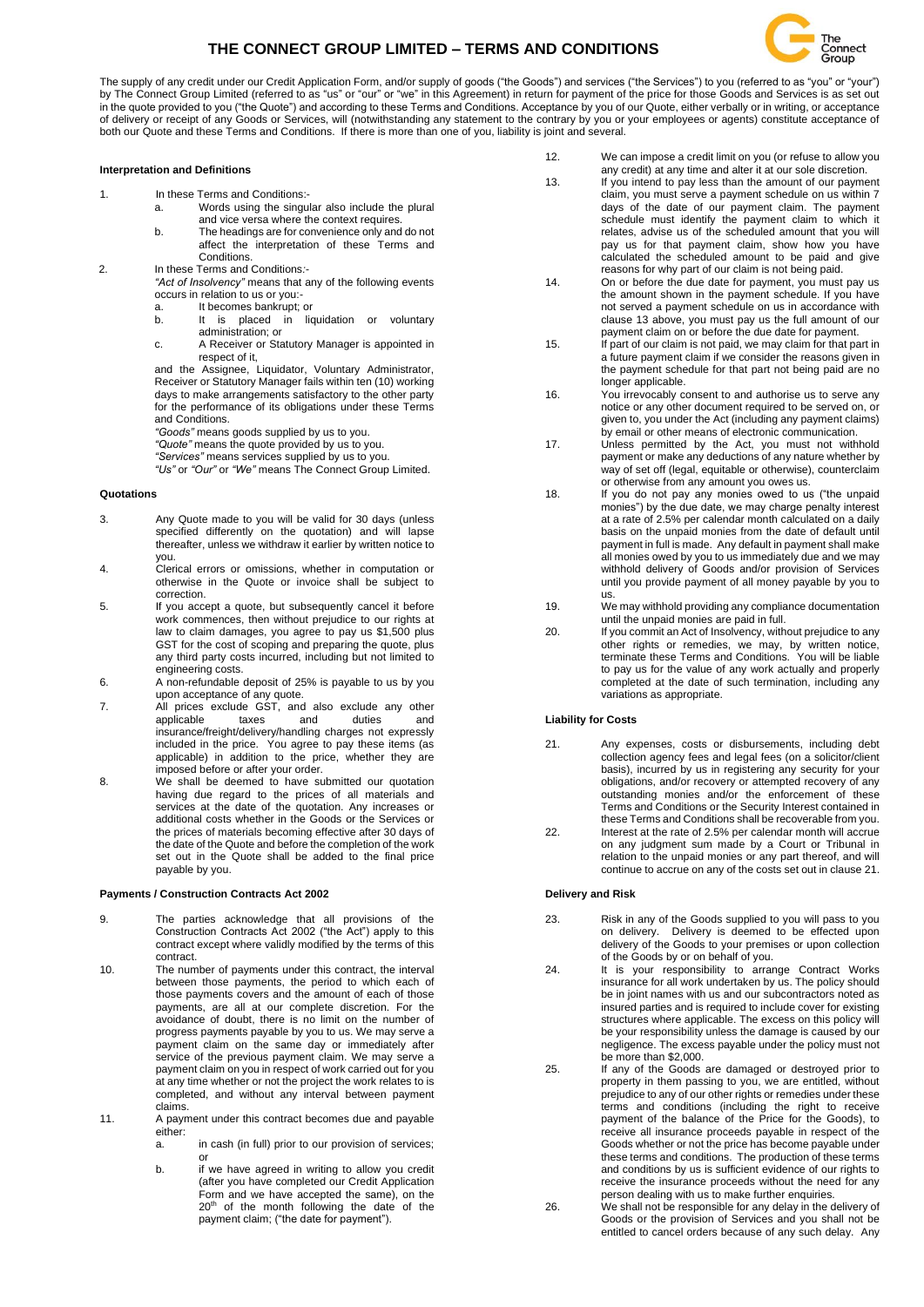# THE CONNECT GROUP LIMITED – TERMS AND CONDITIONS

The supply of any credit under our Credit Application Form, and/or supply of goods ("the Goods") and services ("the Services") to you (referred to as "you" or "your") by The Connect Group Limited (referred to as "us" or "our" or "we" in this Agreement) in return for payment of the price for those Goods and Services is as set out in the quote provided to you ("the Quote") and according to these Terms and Conditions. Acceptance by you of our Quote, either verbally or in writing, or acceptance of delivery or receipt of any Goods or Services, will (notwithstanding any statement to the contrary by you or your employees or agents) constitute acceptance of both our Quote and these Terms and Conditions. If there is more than one of you, liability is joint and several.

### Interpretation and Definitions

1. In these Terms and Conditions:-
   a. Words using the singular also include the plural and vice versa where the context requires.
   b. The headings are for convenience only and do not affect the interpretation of these Terms and Conditions.
2. In these Terms and Conditions:-

   *"Act of Insolvency"* means that any of the following events occurs in relation to us or you:-
   a. It becomes bankrupt; or
   b. It is placed in liquidation or voluntary administration; or
   c. A Receiver or Statutory Manager is appointed in respect of it,

   and the Assignee, Liquidator, Voluntary Administrator, Receiver or Statutory Manager fails within ten (10) working days to make arrangements satisfactory to the other party for the performance of its obligations under these Terms and Conditions.

   *"Goods"* means goods supplied by us to you.
   *"Quote"* means the quote provided by us to you.
   *"Services"* means services supplied by us to you.
   *"Us"* or *"Our"* or *"We"* means The Connect Group Limited.

### Quotations

3. Any Quote made to you will be valid for 30 days (unless specified differently on the quotation) and will lapse thereafter, unless we withdraw it earlier by written notice to you.
4. Clerical errors or omissions, whether in computation or otherwise in the Quote or invoice shall be subject to correction.
5. If you accept a quote, but subsequently cancel it before work commences, then without prejudice to our rights at law to claim damages, you agree to pay us $1,500 plus GST for the cost of scoping and preparing the quote, plus any third party costs incurred, including but not limited to engineering costs.
6. A non-refundable deposit of 25% is payable to us by you upon acceptance of any quote.
7. All prices exclude GST, and also exclude any other applicable taxes and duties and insurance/freight/delivery/handling charges not expressly included in the price. You agree to pay these items (as applicable) in addition to the price, whether they are imposed before or after your order.
8. We shall be deemed to have submitted our quotation having due regard to the prices of all materials and services at the date of the quotation. Any increases or additional costs whether in the Goods or the Services or the prices of materials becoming effective after 30 days of the date of the Quote and before the completion of the work set out in the Quote shall be added to the final price payable by you.

### Payments / Construction Contracts Act 2002

9. The parties acknowledge that all provisions of the Construction Contracts Act 2002 ("the Act") apply to this contract except where validly modified by the terms of this contract.
10. The number of payments under this contract, the interval between those payments, the period to which each of those payments covers and the amount of each of those payments, are all at our complete discretion. For the avoidance of doubt, there is no limit on the number of progress payments payable by you to us. We may serve a payment claim on the same day or immediately after service of the previous payment claim. We may serve a payment claim on you in respect of work carried out for you at any time whether or not the project the work relates to is completed, and without any interval between payment claims.
11. A payment under this contract becomes due and payable either:
    a. in cash (in full) prior to our provision of services; or
    b. if we have agreed in writing to allow you credit (after you have completed our Credit Application Form and we have accepted the same), on the 20th of the month following the date of the payment claim; ("the date for payment").
12. We can impose a credit limit on you (or refuse to allow you any credit) at any time and alter it at our sole discretion.
13. If you intend to pay less than the amount of our payment claim, you must serve a payment schedule on us within 7 days of the date of our payment claim. The payment schedule must identify the payment claim to which it relates, advise us of the scheduled amount that you will pay us for that payment claim, show how you have calculated the scheduled amount to be paid and give reasons for why part of our claim is not being paid.
14. On or before the due date for payment, you must pay us the amount shown in the payment schedule. If you have not served a payment schedule on us in accordance with clause 13 above, you must pay us the full amount of our payment claim on or before the due date for payment.
15. If part of our claim is not paid, we may claim for that part in a future payment claim if we consider the reasons given in the payment schedule for that part not being paid are no longer applicable.
16. You irrevocably consent to and authorise us to serve any notice or any other document required to be served on, or given to, you under the Act (including any payment claims) by email or other means of electronic communication.
17. Unless permitted by the Act, you must not withhold payment or make any deductions of any nature whether by way of set off (legal, equitable or otherwise), counterclaim or otherwise from any amount you owes us.
18. If you do not pay any monies owed to us ("the unpaid monies") by the due date, we may charge penalty interest at a rate of 2.5% per calendar month calculated on a daily basis on the unpaid monies from the date of default until payment in full is made. Any default in payment shall make all monies owed by you to us immediately due and we may withhold delivery of Goods and/or provision of Services until you provide payment of all money payable by you to us.
19. We may withhold providing any compliance documentation until the unpaid monies are paid in full.
20. If you commit an Act of Insolvency, without prejudice to any other rights or remedies, we may, by written notice, terminate these Terms and Conditions. You will be liable to pay us for the value of any work actually and properly completed at the date of such termination, including any variations as appropriate.

### Liability for Costs

21. Any expenses, costs or disbursements, including debt collection agency fees and legal fees (on a solicitor/client basis), incurred by us in registering any security for your obligations, and/or recovery or attempted recovery of any outstanding monies and/or the enforcement of these Terms and Conditions or the Security Interest contained in these Terms and Conditions shall be recoverable from you.
22. Interest at the rate of 2.5% per calendar month will accrue on any judgment sum made by a Court or Tribunal in relation to the unpaid monies or any part thereof, and will continue to accrue on any of the costs set out in clause 21.

### Delivery and Risk

23. Risk in any of the Goods supplied to you will pass to you on delivery. Delivery is deemed to be effected upon delivery of the Goods to your premises or upon collection of the Goods by or on behalf of you.
24. It is your responsibility to arrange Contract Works insurance for all work undertaken by us. The policy should be in joint names with us and our subcontractors noted as insured parties and is required to include cover for existing structures where applicable. The excess on this policy will be your responsibility unless the damage is caused by our negligence. The excess payable under the policy must not be more than $2,000.
25. If any of the Goods are damaged or destroyed prior to property in them passing to you, we are entitled, without prejudice to any of our other rights or remedies under these terms and conditions (including the right to receive payment of the balance of the Price for the Goods), to receive all insurance proceeds payable in respect of the Goods whether or not the price has become payable under these terms and conditions. The production of these terms and conditions by us is sufficient evidence of our rights to receive the insurance proceeds without the need for any person dealing with us to make further enquiries.
26. We shall not be responsible for any delay in the delivery of Goods or the provision of Services and you shall not be entitled to cancel orders because of any such delay. Any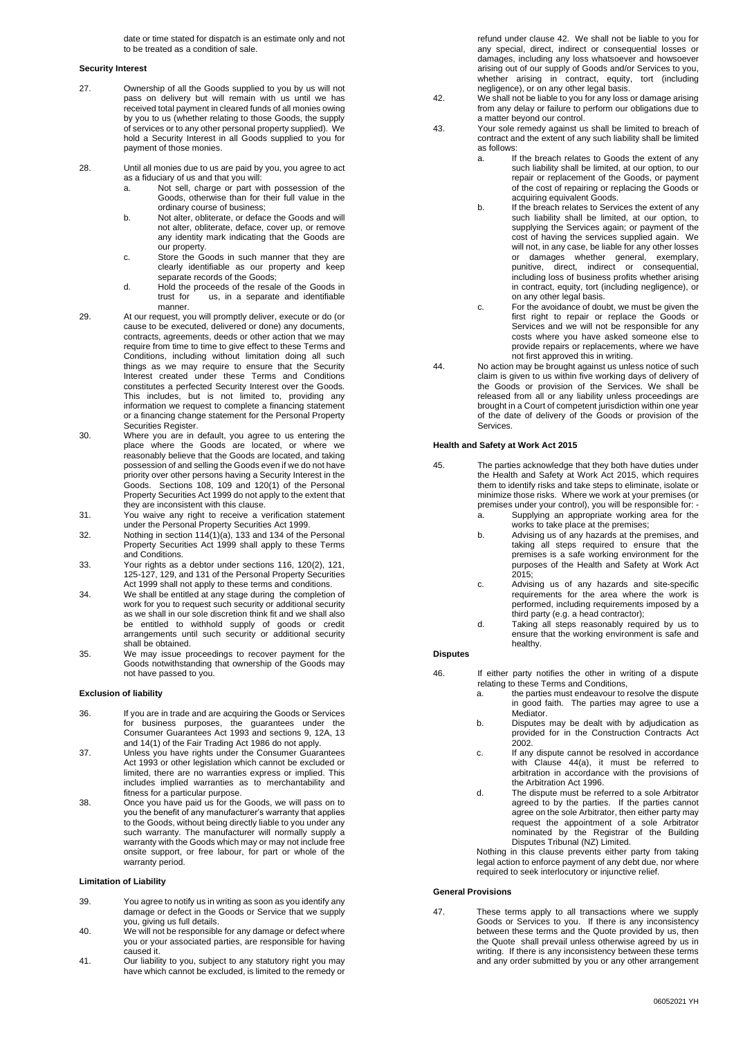date or time stated for dispatch is an estimate only and not to be treated as a condition of sale.

**Security Interest**

27. Ownership of all the Goods supplied to you by us will not pass on delivery but will remain with us until we has received total payment in cleared funds of all monies owing by you to us (whether relating to those Goods, the supply of services or to any other personal property supplied). We hold a Security Interest in all Goods supplied to you for payment of those monies.

28. Until all monies due to us are paid by you, you agree to act as a fiduciary of us and that you will:
    a. Not sell, charge or part with possession of the Goods, otherwise than for their full value in the ordinary course of business;
    b. Not alter, obliterate, or deface the Goods and will not alter, obliterate, deface, cover up, or remove any identity mark indicating that the Goods are our property.
    c. Store the Goods in such manner that they are clearly identifiable as our property and keep separate records of the Goods;
    d. Hold the proceeds of the resale of the Goods in trust for us, in a separate and identifiable manner.

29. At our request, you will promptly deliver, execute or do (or cause to be executed, delivered or done) any documents, contracts, agreements, deeds or other action that we may require from time to time to give effect to these Terms and Conditions, including without limitation doing all such things as we may require to ensure that the Security Interest created under these Terms and Conditions constitutes a perfected Security Interest over the Goods. This includes, but is not limited to, providing any information we request to complete a financing statement or a financing change statement for the Personal Property Securities Register.

30. Where you are in default, you agree to us entering the place where the Goods are located, or where we reasonably believe that the Goods are located, and taking possession of and selling the Goods even if we do not have priority over other persons having a Security Interest in the Goods. Sections 108, 109 and 120(1) of the Personal Property Securities Act 1999 do not apply to the extent that they are inconsistent with this clause.

31. You waive any right to receive a verification statement under the Personal Property Securities Act 1999.

32. Nothing in section 114(1)(a), 133 and 134 of the Personal Property Securities Act 1999 shall apply to these Terms and Conditions.

33. Your rights as a debtor under sections 116, 120(2), 121, 125-127, 129, and 131 of the Personal Property Securities Act 1999 shall not apply to these terms and conditions.

34. We shall be entitled at any stage during the completion of work for you to request such security or additional security as we shall in our sole discretion think fit and we shall also be entitled to withhold supply of goods or credit arrangements until such security or additional security shall be obtained.

35. We may issue proceedings to recover payment for the Goods notwithstanding that ownership of the Goods may not have passed to you.

**Exclusion of liability**

36. If you are in trade and are acquiring the Goods or Services for business purposes, the guarantees under the Consumer Guarantees Act 1993 and sections 9, 12A, 13 and 14(1) of the Fair Trading Act 1986 do not apply.

37. Unless you have rights under the Consumer Guarantees Act 1993 or other legislation which cannot be excluded or limited, there are no warranties express or implied. This includes implied warranties as to merchantability and fitness for a particular purpose.

38. Once you have paid us for the Goods, we will pass on to you the benefit of any manufacturer's warranty that applies to the Goods, without being directly liable to you under any such warranty. The manufacturer will normally supply a warranty with the Goods which may or may not include free onsite support, or free labour, for part or whole of the warranty period.

**Limitation of Liability**

39. You agree to notify us in writing as soon as you identify any damage or defect in the Goods or Service that we supply you, giving us full details.

40. We will not be responsible for any damage or defect where you or your associated parties, are responsible for having caused it.

41. Our liability to you, subject to any statutory right you may have which cannot be excluded, is limited to the remedy or refund under clause 42. We shall not be liable to you for any special, direct, indirect or consequential losses or damages, including any loss whatsoever and howsoever arising out of our supply of Goods and/or Services to you, whether arising in contract, equity, tort (including negligence), or on any other legal basis.

42. We shall not be liable to you for any loss or damage arising from any delay or failure to perform our obligations due to a matter beyond our control.

43. Your sole remedy against us shall be limited to breach of contract and the extent of any such liability shall be limited as follows:
    a. If the breach relates to Goods the extent of any such liability shall be limited, at our option, to our repair or replacement of the Goods, or payment of the cost of repairing or replacing the Goods or acquiring equivalent Goods.
    b. If the breach relates to Services the extent of any such liability shall be limited, at our option, to supplying the Services again; or payment of the cost of having the services supplied again. We will not, in any case, be liable for any other losses or damages whether general, exemplary, punitive, direct, indirect or consequential, including loss of business profits whether arising in contract, equity, tort (including negligence), or on any other legal basis.
    c. For the avoidance of doubt, we must be given the first right to repair or replace the Goods or Services and we will not be responsible for any costs where you have asked someone else to provide repairs or replacements, where we have not first approved this in writing.

44. No action may be brought against us unless notice of such claim is given to us within five working days of delivery of the Goods or provision of the Services. We shall be released from all or any liability unless proceedings are brought in a Court of competent jurisdiction within one year of the date of delivery of the Goods or provision of the Services.

**Health and Safety at Work Act 2015**

45. The parties acknowledge that they both have duties under the Health and Safety at Work Act 2015, which requires them to identify risks and take steps to eliminate, isolate or minimize those risks. Where we work at your premises (or premises under your control), you will be responsible for: -
    a. Supplying an appropriate working area for the works to take place at the premises;
    b. Advising us of any hazards at the premises, and taking all steps required to ensure that the premises is a safe working environment for the purposes of the Health and Safety at Work Act 2015;
    c. Advising us of any hazards and site-specific requirements for the area where the work is performed, including requirements imposed by a third party (e.g. a head contractor);
    d. Taking all steps reasonably required by us to ensure that the working environment is safe and healthy.

**Disputes**

46. If either party notifies the other in writing of a dispute relating to these Terms and Conditions,
    a. the parties must endeavour to resolve the dispute in good faith. The parties may agree to use a Mediator.
    b. Disputes may be dealt with by adjudication as provided for in the Construction Contracts Act 2002.
    c. If any dispute cannot be resolved in accordance with Clause 44(a), it must be referred to arbitration in accordance with the provisions of the Arbitration Act 1996.
    d. The dispute must be referred to a sole Arbitrator agreed to by the parties. If the parties cannot agree on the sole Arbitrator, then either party may request the appointment of a sole Arbitrator nominated by the Registrar of the Building Disputes Tribunal (NZ) Limited.

    Nothing in this clause prevents either party from taking legal action to enforce payment of any debt due, nor where required to seek interlocutory or injunctive relief.

**General Provisions**

47. These terms apply to all transactions where we supply Goods or Services to you. If there is any inconsistency between these terms and the Quote provided by us, then the Quote shall prevail unless otherwise agreed by us in writing. If there is any inconsistency between these terms and any order submitted by you or any other arrangement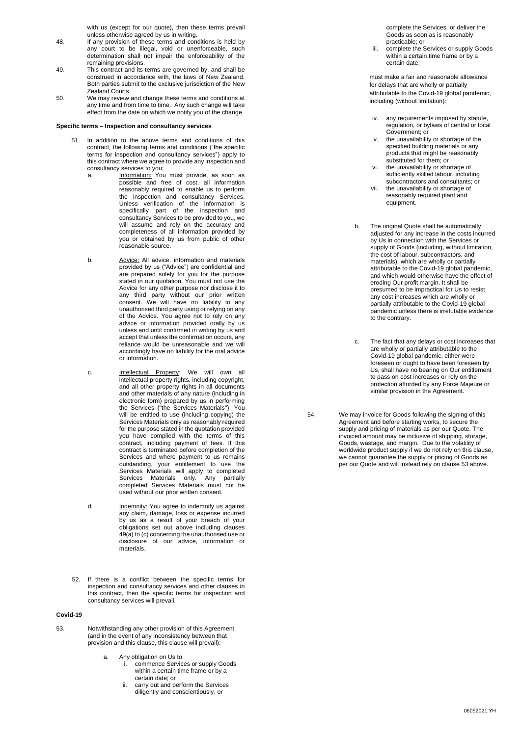with us (except for our quote), then these terms prevail unless otherwise agreed by us in writing.

48. If any provision of these terms and conditions is held by any court to be illegal, void or unenforceable, such determination shall not impair the enforceability of the remaining provisions.

49. This contract and its terms are governed by, and shall be construed in accordance with, the laws of New Zealand. Both parties submit to the exclusive jurisdiction of the New Zealand Courts.

50. We may review and change these terms and conditions at any time and from time to time. Any such change will take effect from the date on which we notify you of the change.

**Specific terms – Inspection and consultancy services**

51. In addition to the above terms and conditions of this contract, the following terms and conditions ("the specific terms for inspection and consultancy services") apply to this contract where we agree to provide any inspection and consultancy services to you:

   a. Information: You must provide, as soon as possible and free of cost, all information reasonably required to enable us to perform the inspection and consultancy Services. Unless verification of the information is specifically part of the inspection and consultancy Services to be provided to you, we will assume and rely on the accuracy and completeness of all information provided by you or obtained by us from public of other reasonable source.

   b. Advice: All advice, information and materials provided by us ("Advice") are confidential and are prepared solely for you for the purpose stated in our quotation. You must not use the Advice for any other purpose nor disclose it to any third party without our prior written consent. We will have no liability to any unauthorised third party using or relying on any of the Advice. You agree not to rely on any advice or information provided orally by us unless and until confirmed in writing by us and accept that unless the confirmation occurs, any reliance would be unreasonable and we will accordingly have no liability for the oral advice or information.

   c. Intellectual Property: We will own all intellectual property rights, including copyright, and all other property rights in all documents and other materials of any nature (including in electronic form) prepared by us in performing the Services ("the Services Materials"). You will be entitled to use (including copying) the Services Materials only as reasonably required for the purpose stated in the quotation provided you have complied with the terms of this contract, including payment of fees. If this contract is terminated before completion of the Services and where payment to us remains outstanding, your entitlement to use the Services Materials will apply to completed Services Materials only. Any partially completed Services Materials must not be used without our prior written consent.

   d. Indemnity: You agree to indemnify us against any claim, damage, loss or expense incurred by us as a result of your breach of your obligations set out above including clauses 49(a) to (c) concerning the unauthorised use or disclosure of our advice, information or materials.

52. If there is a conflict between the specific terms for inspection and consultancy services and other clauses in this contract, then the specific terms for inspection and consultancy services will prevail.

**Covid-19**

53. Notwithstanding any other provision of this Agreement (and in the event of any inconsistency between that provision and this clause, this clause will prevail):

   a. Any obligation on Us to:
      i. commence Services or supply Goods within a certain time frame or by a certain date; or
      ii. carry out and perform the Services diligently and conscientiously, or complete the Services or deliver the Goods as soon as is reasonably practicable; or
      iii. complete the Services or supply Goods within a certain time frame or by a certain date;

   must make a fair and reasonable allowance for delays that are wholly or partially attributable to the Covid-19 global pandemic, including (without limitation):

      iv. any requirements imposed by statute, regulation, or bylaws of central or local Government; or
      v. the unavailability or shortage of the specified building materials or any products that might be reasonably substituted for them; or
      vi. the unavailability or shortage of sufficiently skilled labour, including subcontractors and consultants; or
      vii. the unavailability or shortage of reasonably required plant and equipment.

   b. The original Quote shall be automatically adjusted for any increase in the costs incurred by Us in connection with the Services or supply of Goods (including, without limitation, the cost of labour, subcontractors, and materials), which are wholly or partially attributable to the Covid-19 global pandemic, and which would otherwise have the effect of eroding Our profit margin. It shall be presumed to be impractical for Us to resist any cost increases which are wholly or partially attributable to the Covid-19 global pandemic unless there is irrefutable evidence to the contrary.

   c. The fact that any delays or cost increases that are wholly or partially attributable to the Covid-19 global pandemic, either were foreseen or ought to have been foreseen by Us, shall have no bearing on Our entitlement to pass on cost increases or rely on the protection afforded by any Force Majeure or similar provision in the Agreement.

54. We may invoice for Goods following the signing of this Agreement and before starting works, to secure the supply and pricing of materials as per our Quote. The invoiced amount may be inclusive of shipping, storage, Goods, wastage, and margin. Due to the volatility of worldwide product supply if we do not rely on this clause, we cannot guarantee the supply or pricing of Goods as per our Quote and will instead rely on clause 53 above.

06052021 YH